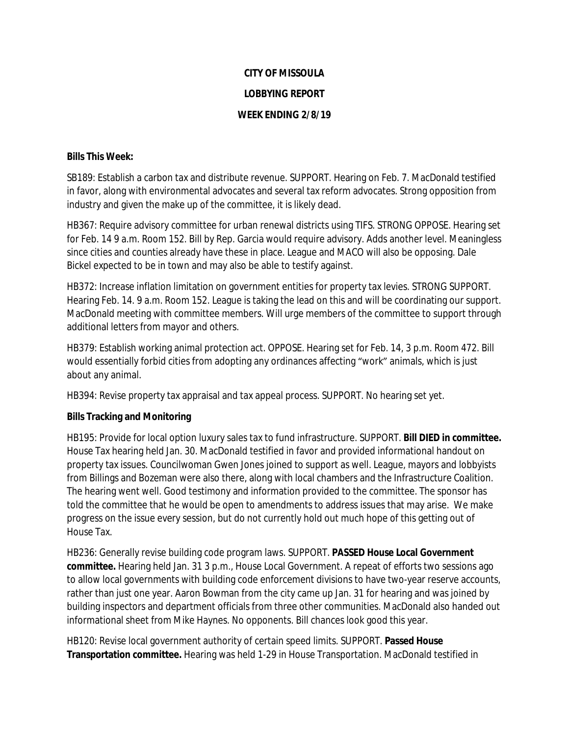**CITY OF MISSOULA**

**LOBBYING REPORT**

**WEEK ENDING 2/8/19**

**Bills This Week:**

SB189: Establish a carbon tax and distribute revenue. SUPPORT. Hearing on Feb. 7. MacDonald testified in favor, along with environmental advocates and several tax reform advocates. Strong opposition from industry and given the make up of the committee, it is likely dead.

HB367: Require advisory committee for urban renewal districts using TIFS. STRONG OPPOSE. Hearing set for Feb. 14 9 a.m. Room 152. Bill by Rep. Garcia would require advisory. Adds another level. Meaningless since cities and counties already have these in place. League and MACO will also be opposing. Dale Bickel expected to be in town and may also be able to testify against.

HB372: Increase inflation limitation on government entities for property tax levies. STRONG SUPPORT. Hearing Feb. 14. 9 a.m. Room 152. League is taking the lead on this and will be coordinating our support. MacDonald meeting with committee members. Will urge members of the committee to support through additional letters from mayor and others.

HB379: Establish working animal protection act. OPPOSE. Hearing set for Feb. 14, 3 p.m. Room 472. Bill would essentially forbid cities from adopting any ordinances affecting "work" animals, which is just about any animal.

HB394: Revise property tax appraisal and tax appeal process. SUPPORT. No hearing set yet.

**Bills Tracking and Monitoring**

HB195: Provide for local option luxury sales tax to fund infrastructure. SUPPORT. **Bill DIED in committee.** House Tax hearing held Jan. 30. MacDonald testified in favor and provided informational handout on property tax issues. Councilwoman Gwen Jones joined to support as well. League, mayors and lobbyists from Billings and Bozeman were also there, along with local chambers and the Infrastructure Coalition. The hearing went well. Good testimony and information provided to the committee. The sponsor has told the committee that he would be open to amendments to address issues that may arise. We make progress on the issue every session, but do not currently hold out much hope of this getting out of House Tax.

HB236: Generally revise building code program laws. SUPPORT. **PASSED House Local Government committee.** Hearing held Jan. 31 3 p.m., House Local Government. A repeat of efforts two sessions ago to allow local governments with building code enforcement divisions to have two-year reserve accounts, rather than just one year. Aaron Bowman from the city came up Jan. 31 for hearing and was joined by building inspectors and department officials from three other communities. MacDonald also handed out informational sheet from Mike Haynes. No opponents. Bill chances look good this year.

HB120: Revise local government authority of certain speed limits. SUPPORT. **Passed House Transportation committee.** Hearing was held 1-29 in House Transportation. MacDonald testified in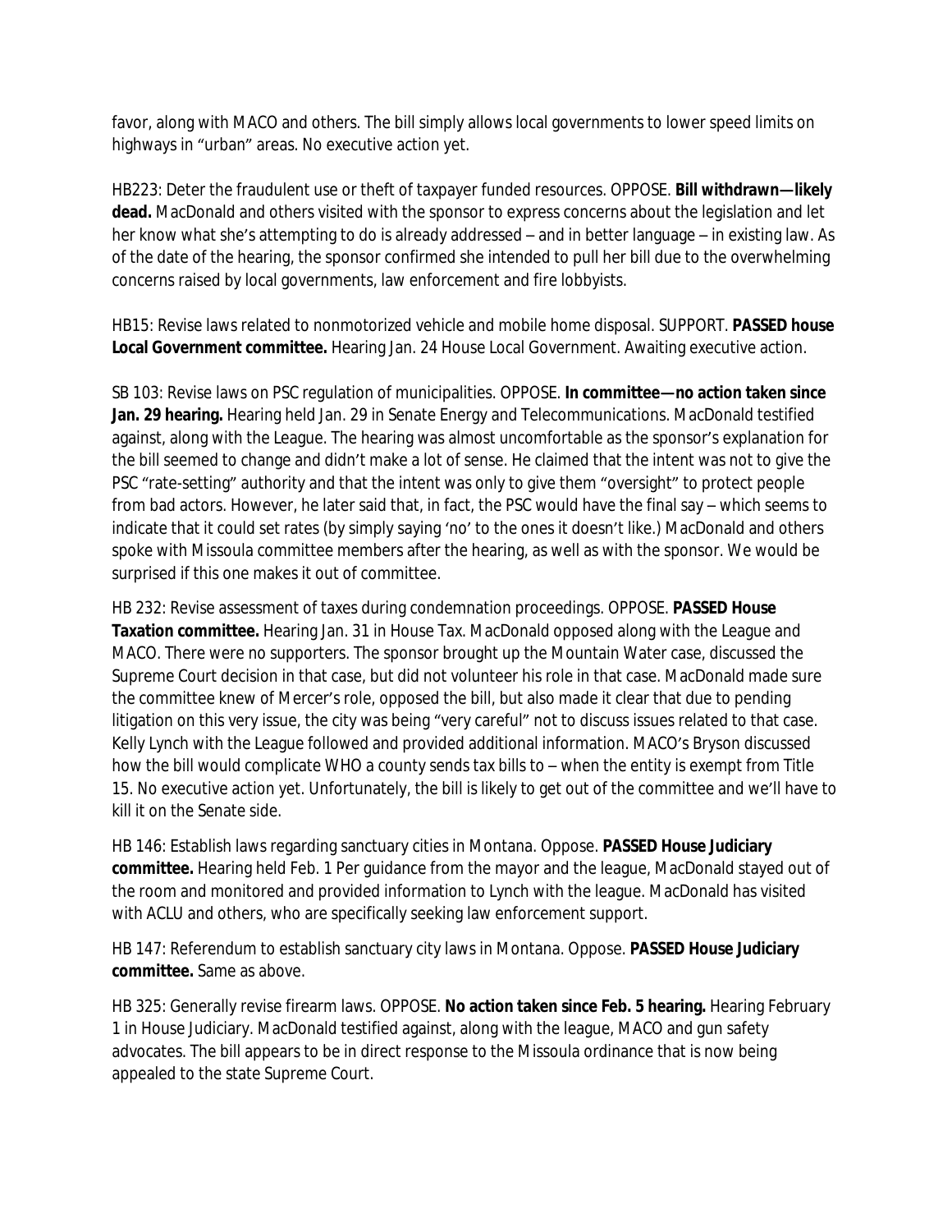favor, along with MACO and others. The bill simply allows local governments to lower speed limits on highways in "urban" areas. No executive action yet.

HB223: Deter the fraudulent use or theft of taxpayer funded resources. OPPOSE. **Bill withdrawn—likely dead.** MacDonald and others visited with the sponsor to express concerns about the legislation and let her know what she's attempting to do is already addressed – and in better language – in existing law. As of the date of the hearing, the sponsor confirmed she intended to pull her bill due to the overwhelming concerns raised by local governments, law enforcement and fire lobbyists.

HB15: Revise laws related to nonmotorized vehicle and mobile home disposal. SUPPORT. **PASSED house Local Government committee.** Hearing Jan. 24 House Local Government. Awaiting executive action.

SB 103: Revise laws on PSC regulation of municipalities. OPPOSE. **In committee—no action taken since Jan. 29 hearing.** Hearing held Jan. 29 in Senate Energy and Telecommunications. MacDonald testified against, along with the League. The hearing was almost uncomfortable as the sponsor's explanation for the bill seemed to change and didn't make a lot of sense. He claimed that the intent was not to give the PSC "rate-setting" authority and that the intent was only to give them "oversight" to protect people from bad actors. However, he later said that, in fact, the PSC would have the final say – which seems to indicate that it could set rates (by simply saying 'no' to the ones it doesn't like.) MacDonald and others spoke with Missoula committee members after the hearing, as well as with the sponsor. We would be surprised if this one makes it out of committee.

HB 232: Revise assessment of taxes during condemnation proceedings. OPPOSE. **PASSED House Taxation committee.** Hearing Jan. 31 in House Tax. MacDonald opposed along with the League and MACO. There were no supporters. The sponsor brought up the Mountain Water case, discussed the Supreme Court decision in that case, but did not volunteer his role in that case. MacDonald made sure the committee knew of Mercer's role, opposed the bill, but also made it clear that due to pending litigation on this very issue, the city was being "very careful" not to discuss issues related to that case. Kelly Lynch with the League followed and provided additional information. MACO's Bryson discussed how the bill would complicate WHO a county sends tax bills to – when the entity is exempt from Title 15. No executive action yet. Unfortunately, the bill is likely to get out of the committee and we'll have to kill it on the Senate side.

HB 146: Establish laws regarding sanctuary cities in Montana. Oppose. **PASSED House Judiciary committee.** Hearing held Feb. 1 Per guidance from the mayor and the league, MacDonald stayed out of the room and monitored and provided information to Lynch with the league. MacDonald has visited with ACLU and others, who are specifically seeking law enforcement support.

HB 147: Referendum to establish sanctuary city laws in Montana. Oppose. **PASSED House Judiciary committee.** Same as above.

HB 325: Generally revise firearm laws. OPPOSE. **No action taken since Feb. 5 hearing.** Hearing February 1 in House Judiciary. MacDonald testified against, along with the league, MACO and gun safety advocates. The bill appears to be in direct response to the Missoula ordinance that is now being appealed to the state Supreme Court.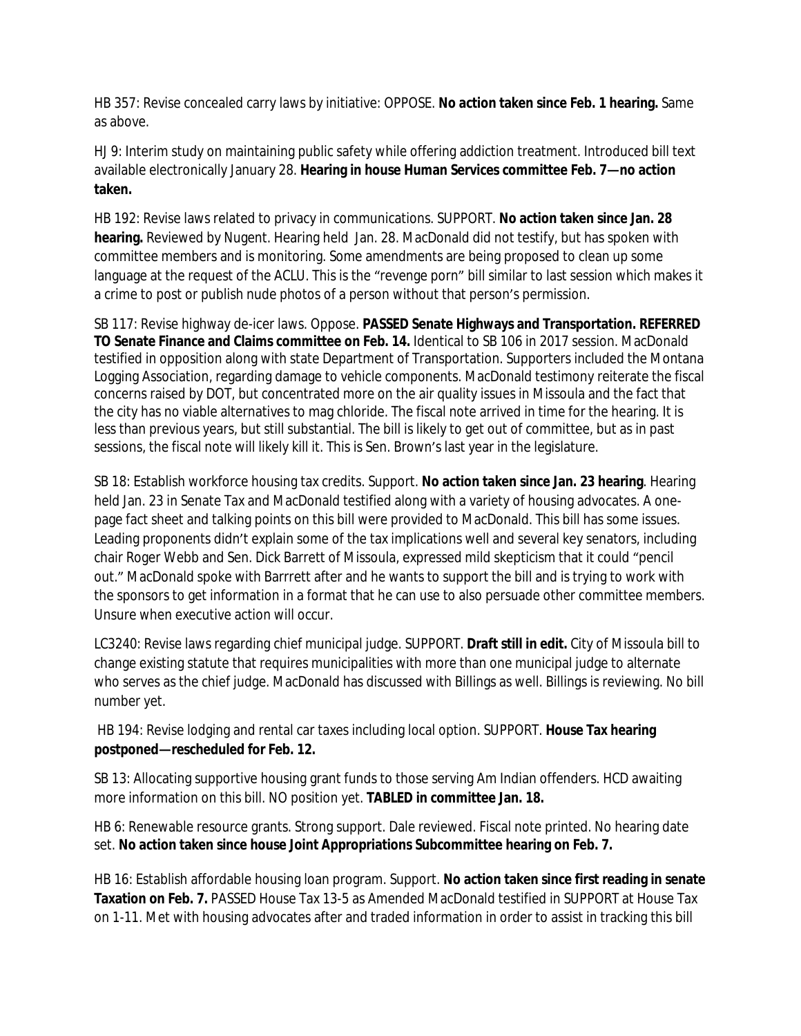HB 357: Revise concealed carry laws by initiative: OPPOSE. **No action taken since Feb. 1 hearing.** Same as above.

HJ 9: Interim study on maintaining public safety while offering addiction treatment. Introduced bill text available electronically January 28. **Hearing in house Human Services committee Feb. 7—no action taken.**

HB 192: Revise laws related to privacy in communications. SUPPORT. **No action taken since Jan. 28 hearing.** Reviewed by Nugent. Hearing held Jan. 28. MacDonald did not testify, but has spoken with committee members and is monitoring. Some amendments are being proposed to clean up some language at the request of the ACLU. This is the "revenge porn" bill similar to last session which makes it a crime to post or publish nude photos of a person without that person's permission.

SB 117: Revise highway de-icer laws. Oppose. **PASSED Senate Highways and Transportation. REFERRED TO Senate Finance and Claims committee on Feb. 14.** Identical to SB 106 in 2017 session. MacDonald testified in opposition along with state Department of Transportation. Supporters included the Montana Logging Association, regarding damage to vehicle components. MacDonald testimony reiterate the fiscal concerns raised by DOT, but concentrated more on the air quality issues in Missoula and the fact that the city has no viable alternatives to mag chloride. The fiscal note arrived in time for the hearing. It is less than previous years, but still substantial. The bill is likely to get out of committee, but as in past sessions, the fiscal note will likely kill it. This is Sen. Brown's last year in the legislature.

SB 18: Establish workforce housing tax credits. Support. **No action taken since Jan. 23 hearing**. Hearing held Jan. 23 in Senate Tax and MacDonald testified along with a variety of housing advocates. A one-page fact sheet and talking points on this bill were provided to MacDonald. This bill has some issues. Leading proponents didn't explain some of the tax implications well and several key senators, including chair Roger Webb and Sen. Dick Barrett of Missoula, expressed mild skepticism that it could "pencil out." MacDonald spoke with Barrrett after and he wants to support the bill and is trying to work with the sponsors to get information in a format that he can use to also persuade other committee members. Unsure when executive action will occur.

LC3240: Revise laws regarding chief municipal judge. SUPPORT. **Draft still in edit.** City of Missoula bill to change existing statute that requires municipalities with more than one municipal judge to alternate who serves as the chief judge. MacDonald has discussed with Billings as well. Billings is reviewing. No bill number yet.

HB 194: Revise lodging and rental car taxes including local option. SUPPORT. **House Tax hearing postponed—rescheduled for Feb. 12.**

SB 13: Allocating supportive housing grant funds to those serving Am Indian offenders. HCD awaiting more information on this bill. NO position yet. **TABLED in committee Jan. 18.**

HB 6: Renewable resource grants. Strong support. Dale reviewed. Fiscal note printed. No hearing date set. **No action taken since house Joint Appropriations Subcommittee hearing on Feb. 7.**

HB 16: Establish affordable housing loan program. Support. **No action taken since first reading in senate Taxation on Feb. 7.** PASSED House Tax 13-5 as Amended MacDonald testified in SUPPORT at House Tax on 1-11. Met with housing advocates after and traded information in order to assist in tracking this bill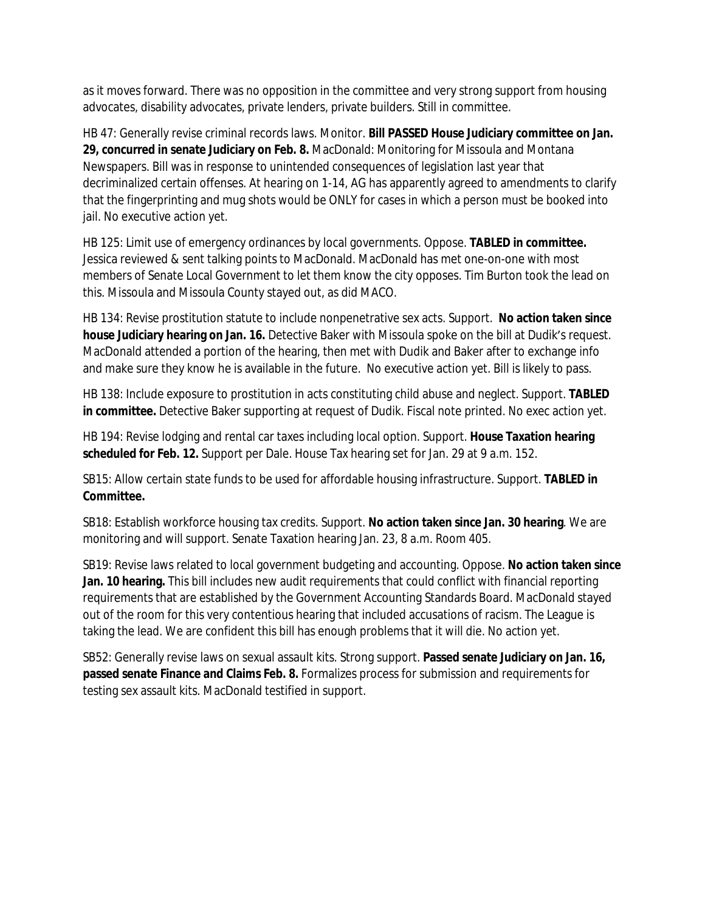as it moves forward. There was no opposition in the committee and very strong support from housing advocates, disability advocates, private lenders, private builders. Still in committee.

HB 47: Generally revise criminal records laws. Monitor. **Bill PASSED House Judiciary committee on Jan. 29, concurred in senate Judiciary on Feb. 8.** MacDonald: Monitoring for Missoula and Montana Newspapers. Bill was in response to unintended consequences of legislation last year that decriminalized certain offenses. At hearing on 1-14, AG has apparently agreed to amendments to clarify that the fingerprinting and mug shots would be ONLY for cases in which a person must be booked into jail. No executive action yet.

HB 125: Limit use of emergency ordinances by local governments. Oppose. **TABLED in committee.** Jessica reviewed & sent talking points to MacDonald. MacDonald has met one-on-one with most members of Senate Local Government to let them know the city opposes. Tim Burton took the lead on this. Missoula and Missoula County stayed out, as did MACO.

HB 134: Revise prostitution statute to include nonpenetrative sex acts. Support. **No action taken since house Judiciary hearing on Jan. 16.** Detective Baker with Missoula spoke on the bill at Dudik's request. MacDonald attended a portion of the hearing, then met with Dudik and Baker after to exchange info and make sure they know he is available in the future. No executive action yet. Bill is likely to pass.

HB 138: Include exposure to prostitution in acts constituting child abuse and neglect. Support. **TABLED in committee.** Detective Baker supporting at request of Dudik. Fiscal note printed. No exec action yet.

HB 194: Revise lodging and rental car taxes including local option. Support. **House Taxation hearing scheduled for Feb. 12.** Support per Dale. House Tax hearing set for Jan. 29 at 9 a.m. 152.

SB15: Allow certain state funds to be used for affordable housing infrastructure. Support. **TABLED in Committee.**

SB18: Establish workforce housing tax credits. Support. **No action taken since Jan. 30 hearing**. We are monitoring and will support. Senate Taxation hearing Jan. 23, 8 a.m. Room 405.

SB19: Revise laws related to local government budgeting and accounting. Oppose. **No action taken since Jan. 10 hearing.** This bill includes new audit requirements that could conflict with financial reporting requirements that are established by the Government Accounting Standards Board. MacDonald stayed out of the room for this very contentious hearing that included accusations of racism. The League is taking the lead. We are confident this bill has enough problems that it will die. No action yet.

SB52: Generally revise laws on sexual assault kits. Strong support. **Passed senate Judiciary on Jan. 16, passed senate Finance and Claims Feb. 8.** Formalizes process for submission and requirements for testing sex assault kits. MacDonald testified in support.